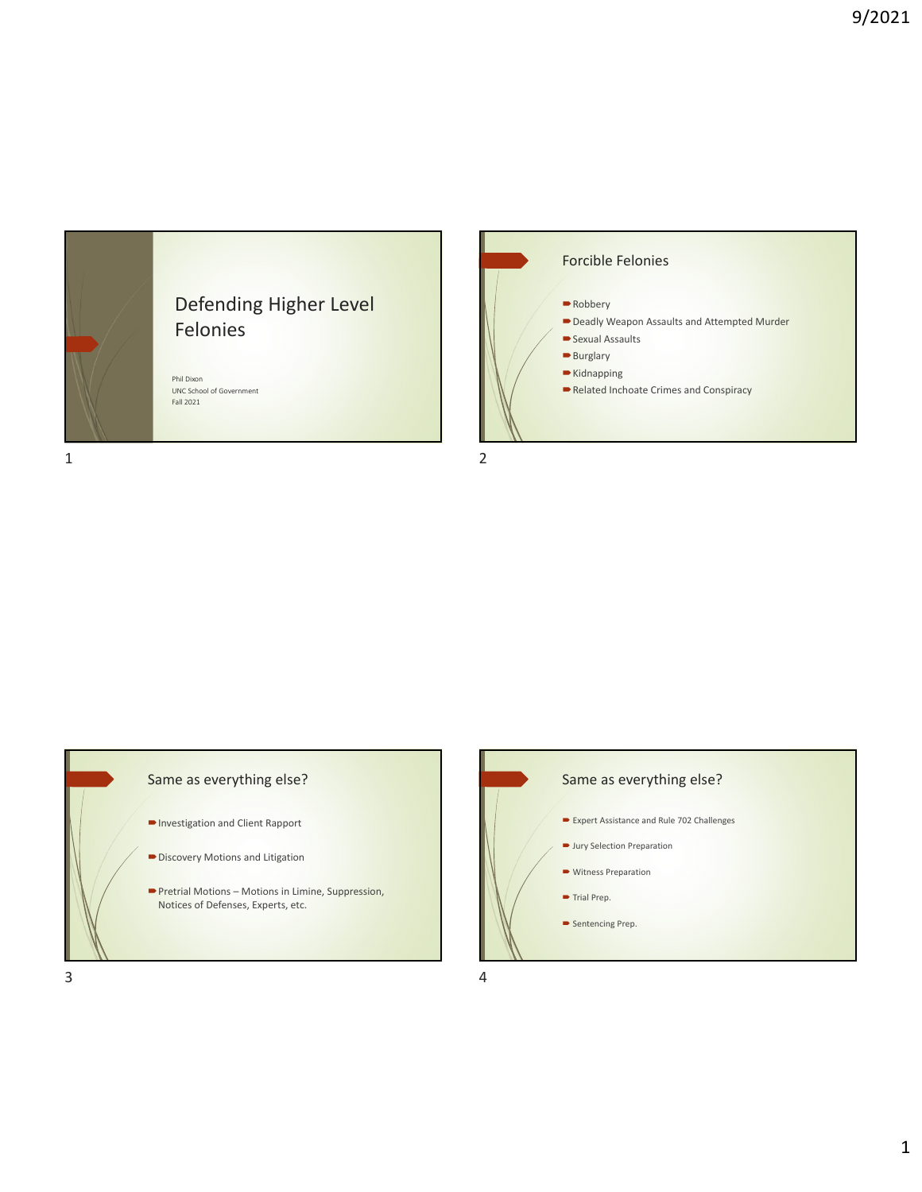# Defending Higher Level Felonies

Phil Dixon
UNC School of Government
Fall 2021

## Forcible Felonies

- Robbery
- Deadly Weapon Assaults and Attempted Murder
- Sexual Assaults
- Burglary
- Kidnapping
- Related Inchoate Crimes and Conspiracy

## Same as everything else?

- Investigation and Client Rapport
- Discovery Motions and Litigation
- Pretrial Motions – Motions in Limine, Suppression, Notices of Defenses, Experts, etc.

## Same as everything else?

- Expert Assistance and Rule 702 Challenges
- Jury Selection Preparation
- Witness Preparation
- Trial Prep.
- Sentencing Prep.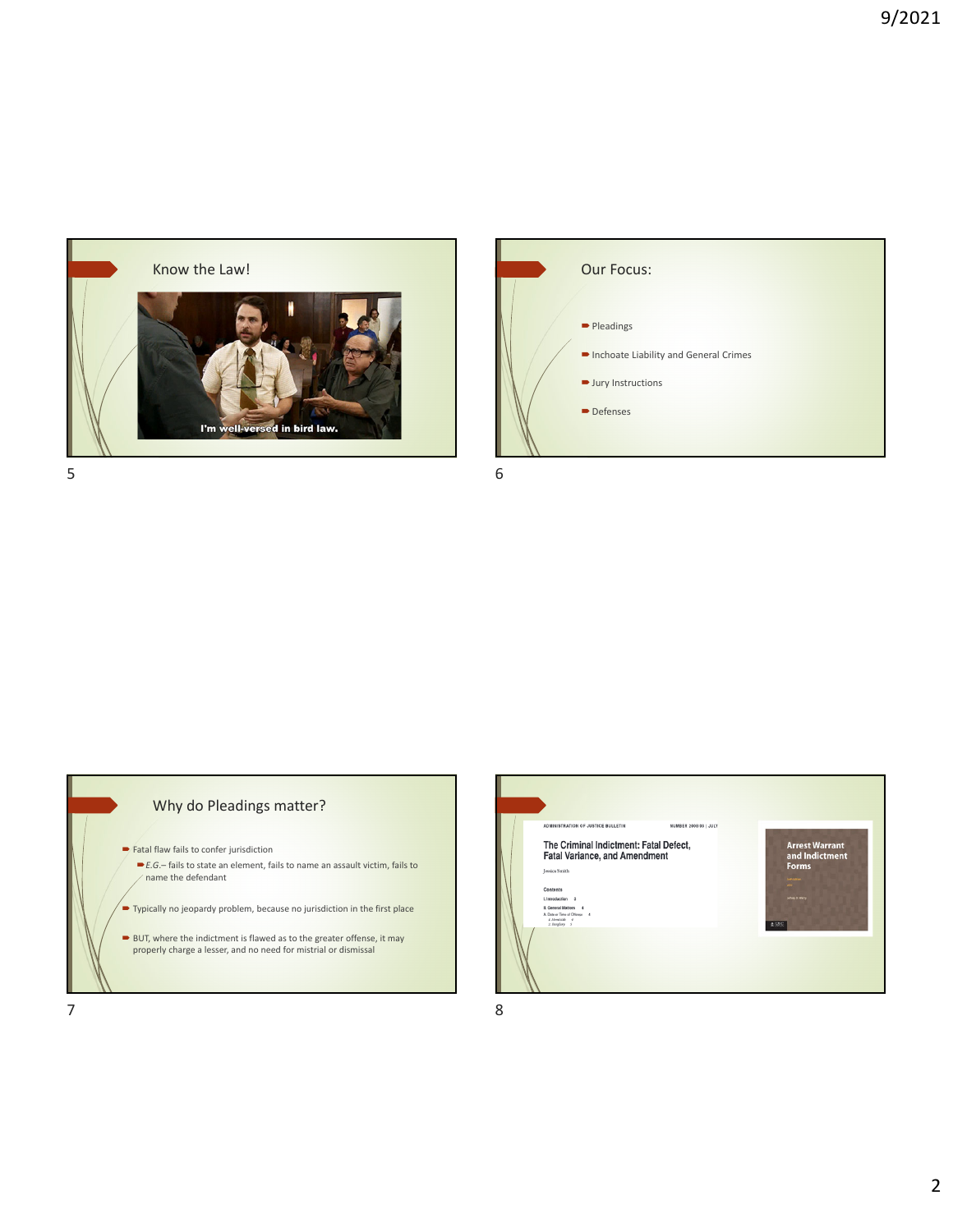## Know the Law!

I'm well-versed in bird law.

## Our Focus:

- Pleadings
- Inchoate Liability and General Crimes
- Jury Instructions
- Defenses

## Why do Pleadings matter?

- Fatal flaw fails to confer jurisdiction
  - *E.G.*– fails to state an element, fails to name an assault victim, fails to name the defendant
- Typically no jeopardy problem, because no jurisdiction in the first place
- BUT, where the indictment is flawed as to the greater offense, it may properly charge a lesser, and no need for mistrial or dismissal

ADMINISTRATION OF JUSTICE BULLETIN — NUMBER 2008/03 | JULY

The Criminal Indictment: Fatal Defect, Fatal Variance, and Amendment

Jessica Smith

Arrest Warrant and Indictment Forms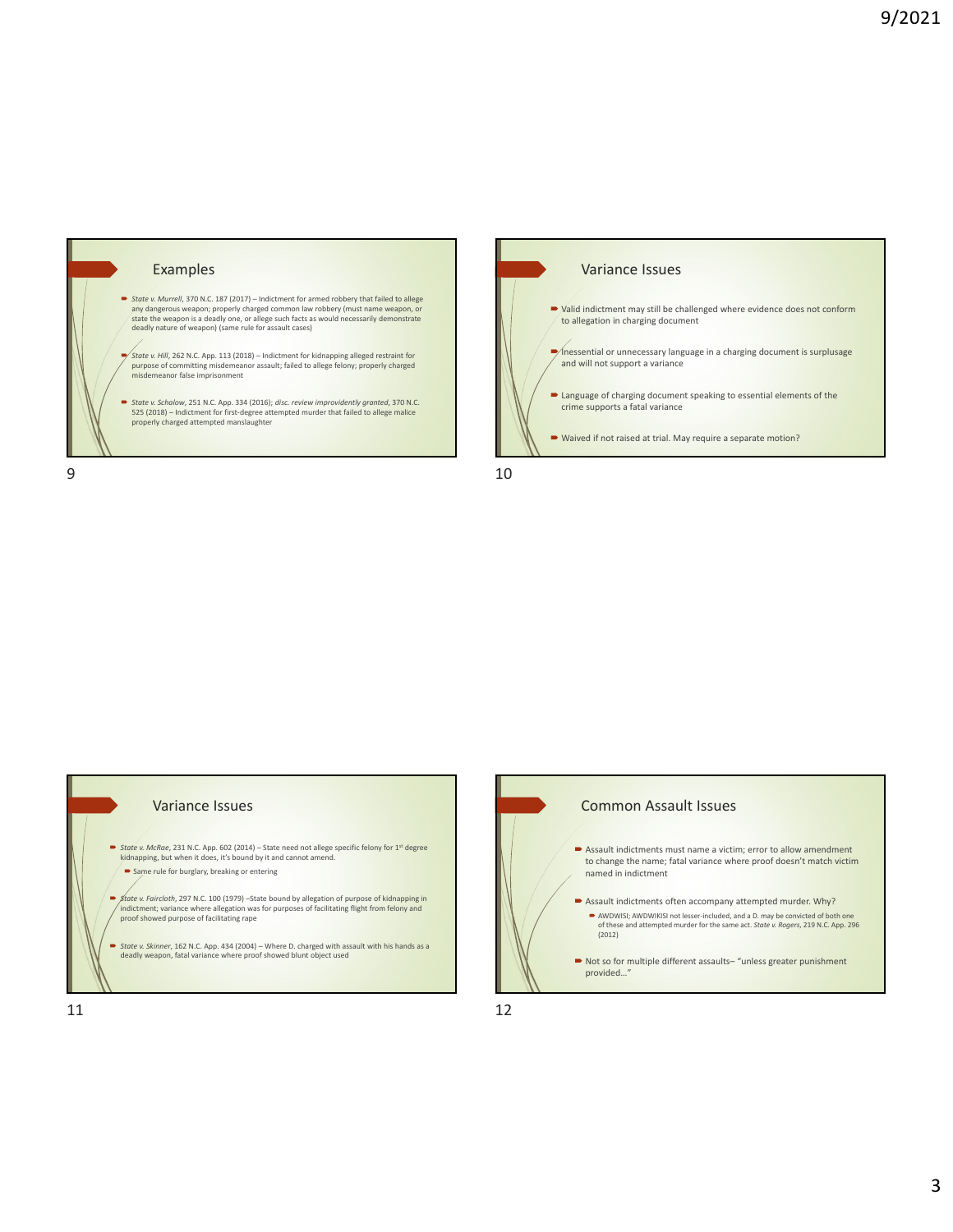## Examples

- *State v. Murrell*, 370 N.C. 187 (2017) – Indictment for armed robbery that failed to allege any dangerous weapon; properly charged common law robbery (must name weapon, or state the weapon is a deadly one, or allege such facts as would necessarily demonstrate deadly nature of weapon) (same rule for assault cases)
- *State v. Hill*, 262 N.C. App. 113 (2018) – Indictment for kidnapping alleged restraint for purpose of committing misdemeanor assault; failed to allege felony; properly charged misdemeanor false imprisonment
- *State v. Scholow*, 251 N.C. App. 334 (2016); *disc. review improvidently granted*, 370 N.C. 525 (2018) – Indictment for first-degree attempted murder that failed to allege malice properly charged attempted manslaughter

## Variance Issues

- Valid indictment may still be challenged where evidence does not conform to allegation in charging document
- Inessential or unnecessary language in a charging document is surplusage and will not support a variance
- Language of charging document speaking to essential elements of the crime supports a fatal variance
- Waived if not raised at trial. May require a separate motion?

## Variance Issues

- *State v. McRae*, 231 N.C. App. 602 (2014) – State need not allege specific felony for 1st degree kidnapping, but when it does, it's bound by it and cannot amend.
  - Same rule for burglary, breaking or entering
- *State v. Faircloth*, 297 N.C. 100 (1979) –State bound by allegation of purpose of kidnapping in indictment; variance where allegation was for purposes of facilitating flight from felony and proof showed purpose of facilitating rape
- *State v. Skinner*, 162 N.C. App. 434 (2004) – Where D. charged with assault with his hands as a deadly weapon, fatal variance where proof showed blunt object used

## Common Assault Issues

- Assault indictments must name a victim; error to allow amendment to change the name; fatal variance where proof doesn't match victim named in indictment
- Assault indictments often accompany attempted murder. Why?
  - AWDWISI; AWDWIKISI not lesser-included, and a D. may be convicted of both one of these and attempted murder for the same act. *State v. Rogers*, 219 N.C. App. 296 (2012)
- Not so for multiple different assaults– "unless greater punishment provided…"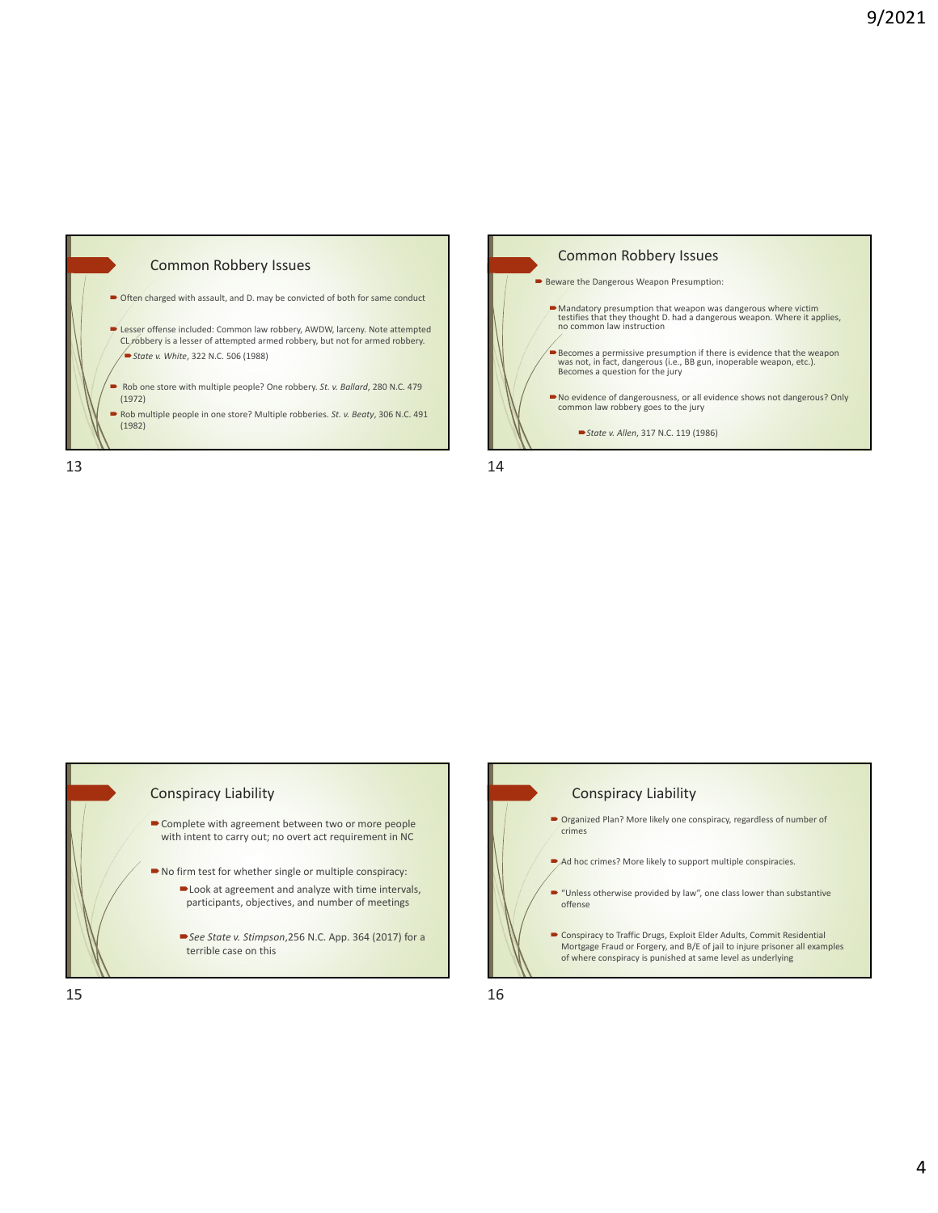## Common Robbery Issues

- Often charged with assault, and D. may be convicted of both for same conduct
- Lesser offense included: Common law robbery, AWDW, larceny. Note attempted CL robbery is a lesser of attempted armed robbery, but not for armed robbery.
  - *State v. White*, 322 N.C. 506 (1988)
- Rob one store with multiple people? One robbery. *St. v. Ballard*, 280 N.C. 479 (1972)
- Rob multiple people in one store? Multiple robberies. *St. v. Beaty*, 306 N.C. 491 (1982)

## Common Robbery Issues

- Beware the Dangerous Weapon Presumption:
  - Mandatory presumption that weapon was dangerous where victim testifies that they thought D. had a dangerous weapon. Where it applies, no common law instruction
  - Becomes a permissive presumption if there is evidence that the weapon was not, in fact, dangerous (i.e., BB gun, inoperable weapon, etc.). Becomes a question for the jury
  - No evidence of dangerousness, or all evidence shows not dangerous? Only common law robbery goes to the jury
    - *State v. Allen*, 317 N.C. 119 (1986)

## Conspiracy Liability

- Complete with agreement between two or more people with intent to carry out; no overt act requirement in NC
- No firm test for whether single or multiple conspiracy:
  - Look at agreement and analyze with time intervals, participants, objectives, and number of meetings
  - *See State v. Stimpson*,256 N.C. App. 364 (2017) for a terrible case on this

## Conspiracy Liability

- Organized Plan? More likely one conspiracy, regardless of number of crimes
- Ad hoc crimes? More likely to support multiple conspiracies.
- "Unless otherwise provided by law", one class lower than substantive offense
- Conspiracy to Traffic Drugs, Exploit Elder Adults, Commit Residential Mortgage Fraud or Forgery, and B/E of jail to injure prisoner all examples of where conspiracy is punished at same level as underlying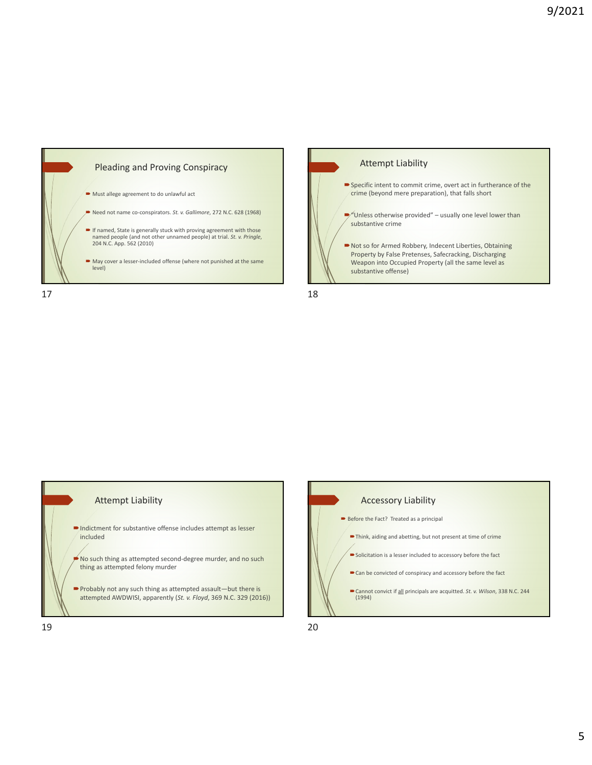## Pleading and Proving Conspiracy

- Must allege agreement to do unlawful act
- Need not name co-conspirators. *St. v. Gallimore*, 272 N.C. 628 (1968)
- If named, State is generally stuck with proving agreement with those named people (and not other unnamed people) at trial. *St. v. Pringle*, 204 N.C. App. 562 (2010)
- May cover a lesser-included offense (where not punished at the same level)

## Attempt Liability

- Specific intent to commit crime, overt act in furtherance of the crime (beyond mere preparation), that falls short
- "Unless otherwise provided" – usually one level lower than substantive crime
- Not so for Armed Robbery, Indecent Liberties, Obtaining Property by False Pretenses, Safecracking, Discharging Weapon into Occupied Property (all the same level as substantive offense)

## Attempt Liability

- Indictment for substantive offense includes attempt as lesser included
- No such thing as attempted second-degree murder, and no such thing as attempted felony murder
- Probably not any such thing as attempted assault—but there is attempted AWDWISI, apparently (*St. v. Floyd*, 369 N.C. 329 (2016))

## Accessory Liability

- Before the Fact? Treated as a principal
  - Think, aiding and abetting, but not present at time of crime
  - Solicitation is a lesser included to accessory before the fact
  - Can be convicted of conspiracy and accessory before the fact
  - Cannot convict if <u>all</u> principals are acquitted. *St. v. Wilson*, 338 N.C. 244 (1994)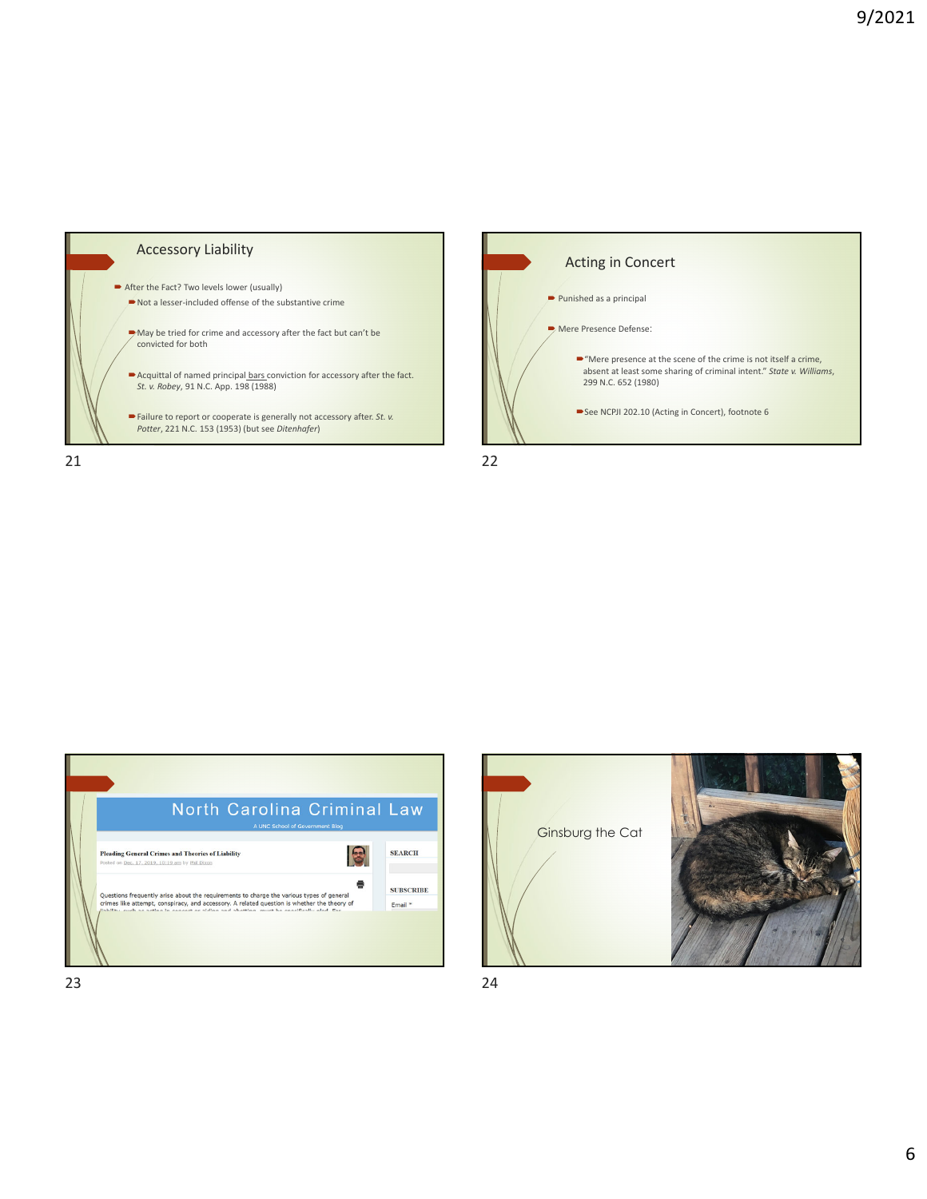## Accessory Liability

- After the Fact? Two levels lower (usually)
  - Not a lesser-included offense of the substantive crime
  - May be tried for crime and accessory after the fact but can't be convicted for both
  - Acquittal of named principal bars conviction for accessory after the fact. *St. v. Robey*, 91 N.C. App. 198 (1988)
  - Failure to report or cooperate is generally not accessory after. *St. v. Potter*, 221 N.C. 153 (1953) (but see *Ditenhafer*)

## Acting in Concert

- Punished as a principal
- Mere Presence Defense:
  - "Mere presence at the scene of the crime is not itself a crime, absent at least some sharing of criminal intent." *State v. Williams*, 299 N.C. 652 (1980)
  - See NCPJI 202.10 (Acting in Concert), footnote 6

North Carolina Criminal Law

A UNC School of Government Blog

**Pleading General Crimes and Theories of Liability**

Posted on Dec. 17, 2019, 10:19 am by Phil Dixon

Questions frequently arise about the requirements to charge the various types of general crimes like attempt, conspiracy, and accessory. A related question is whether the theory of liability, such as acting in concert or aiding and abetting, must be specifically pled. For

SEARCH

SUBSCRIBE

Email *

Ginsburg the Cat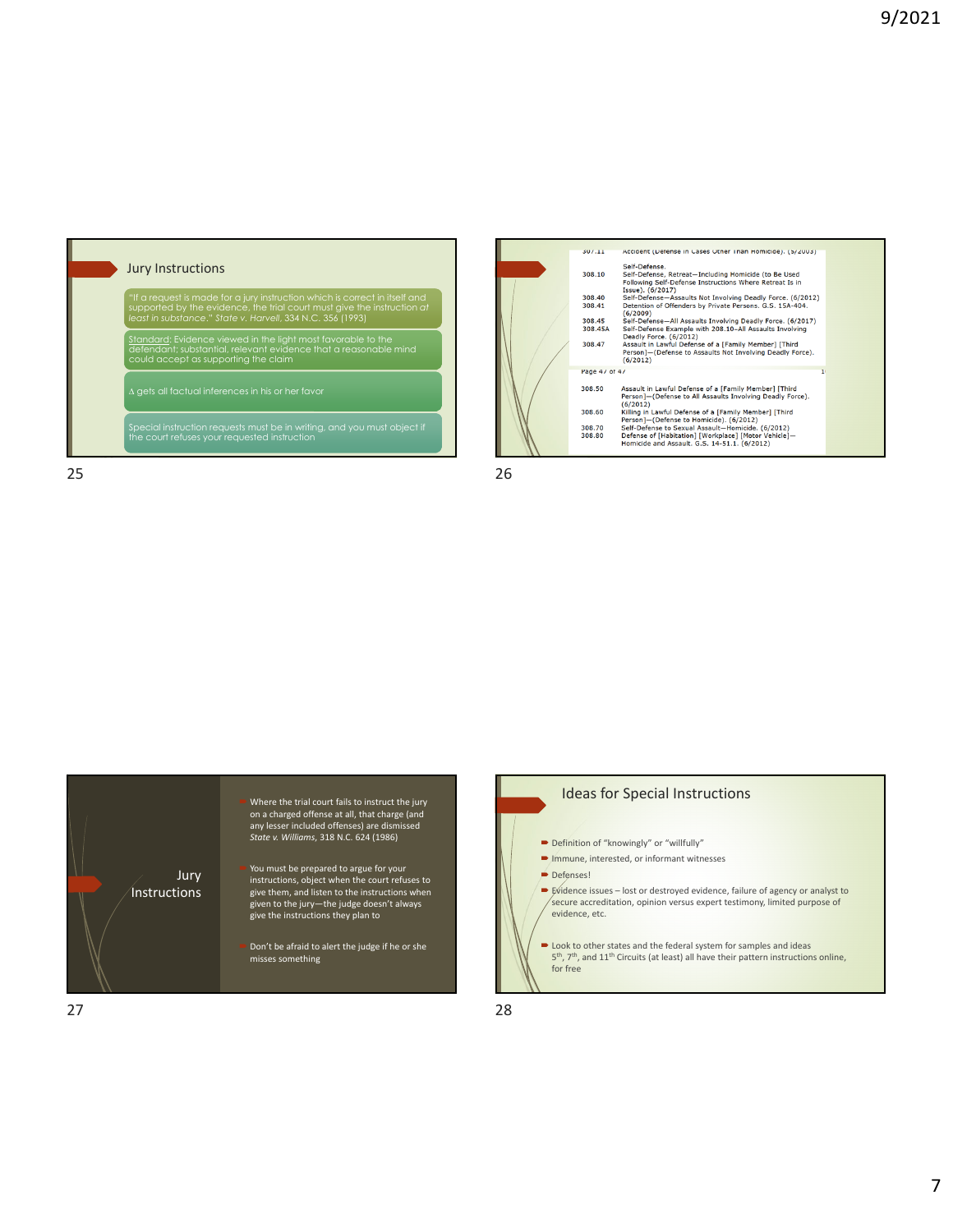## Jury Instructions

- "If a request is made for a jury instruction which is correct in itself and supported by the evidence, the trial court must give the instruction *at least in substance*." *State v. Harvell*, 334 N.C. 356 (1993)
- Standard: Evidence viewed in the light most favorable to the defendant; substantial, relevant evidence that a reasonable mind could accept as supporting the claim
- Δ gets all factual inferences in his or her favor
- Special instruction requests must be in writing, and you must object if the court refuses your requested instruction

---

| | |
|---|---|
| 307.11 | Accident (Defense in Cases Other Than Homicide). (5/2003) |
| | Self-Defense. |
| 308.10 | Self-Defense, Retreat—Including Homicide (to Be Used Following Self-Defense Instructions Where Retreat Is in Issue). (6/2017) |
| 308.40 | Self-Defense—Assaults Not Involving Deadly Force. (6/2012) |
| 308.41 | Detention of Offenders by Private Persons. G.S. 15A-404. (6/2009) |
| 308.45 | Self-Defense—All Assaults Involving Deadly Force. (6/2017) |
| 308.45A | Self-Defense Example with 208.10–All Assaults Involving Deadly Force. (6/2012) |
| 308.47 | Assault in Lawful Defense of a [Family Member] [Third Person]—(Defense to Assaults Not Involving Deadly Force). (6/2012) |
| 308.50 | Assault in Lawful Defense of a [Family Member] [Third Person]—(Defense to All Assaults Involving Deadly Force). (6/2012) |
| 308.60 | Killing in Lawful Defense of a [Family Member] [Third Person]—(Defense to Homicide). (6/2012) |
| 308.70 | Self-Defense to Sexual Assault—Homicide. (6/2012) |
| 308.80 | Defense of [Habitation] [Workplace] [Motor Vehicle]—Homicide and Assault. G.S. 14-51.1. (6/2012) |

---

## Jury Instructions

- Where the trial court fails to instruct the jury on a charged offense at all, that charge (and any lesser included offenses) are dismissed *State v. Williams*, 318 N.C. 624 (1986)
- You must be prepared to argue for your instructions, object when the court refuses to give them, and listen to the instructions when given to the jury—the judge doesn't always give the instructions they plan to
- Don't be afraid to alert the judge if he or she misses something

---

## Ideas for Special Instructions

- Definition of "knowingly" or "willfully"
- Immune, interested, or informant witnesses
- Defenses!
- Evidence issues – lost or destroyed evidence, failure of agency or analyst to secure accreditation, opinion versus expert testimony, limited purpose of evidence, etc.
- Look to other states and the federal system for samples and ideas
  5th, 7th, and 11th Circuits (at least) all have their pattern instructions online, for free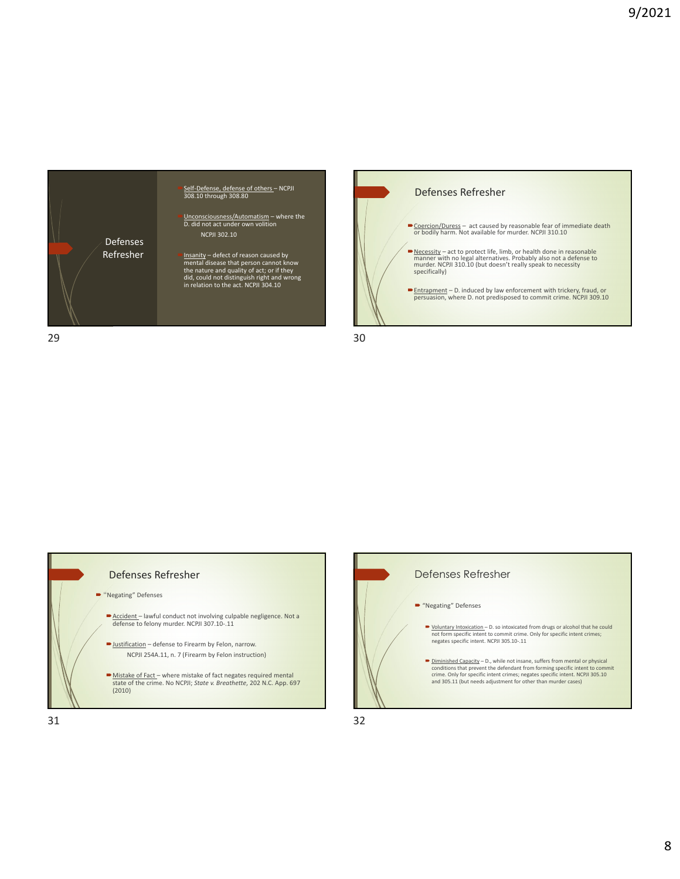## Defenses Refresher

- Self-Defense, defense of others – NCPJI 308.10 through 308.80
- Unconsciousness/Automatism – where the D. did not act under own volition

  NCPJI 302.10

- Insanity – defect of reason caused by mental disease that person cannot know the nature and quality of act; or if they did, could not distinguish right and wrong in relation to the act. NCPJI 304.10

## Defenses Refresher

- Coercion/Duress – act caused by reasonable fear of immediate death or bodily harm. Not available for murder. NCPJI 310.10
- Necessity – act to protect life, limb, or health done in reasonable manner with no legal alternatives. Probably also not a defense to murder. NCPJI 310.10 (but doesn't really speak to necessity specifically)
- Entrapment – D. induced by law enforcement with trickery, fraud, or persuasion, where D. not predisposed to commit crime. NCPJI 309.10

## Defenses Refresher

- "Negating" Defenses
  - Accident – lawful conduct not involving culpable negligence. Not a defense to felony murder. NCPJI 307.10-.11
  - Justification – defense to Firearm by Felon, narrow.

    NCPJI 254A.11, n. 7 (Firearm by Felon instruction)

  - Mistake of Fact – where mistake of fact negates required mental state of the crime. No NCPJI; *State v. Breathette*, 202 N.C. App. 697 (2010)

## Defenses Refresher

- "Negating" Defenses
  - Voluntary Intoxication – D. so intoxicated from drugs or alcohol that he could not form specific intent to commit crime. Only for specific intent crimes; negates specific intent. NCPJI 305.10-.11
  - Diminished Capacity – D., while not insane, suffers from mental or physical conditions that prevent the defendant from forming specific intent to commit crime. Only for specific intent crimes; negates specific intent. NCPJI 305.10 and 305.11 (but needs adjustment for other than murder cases)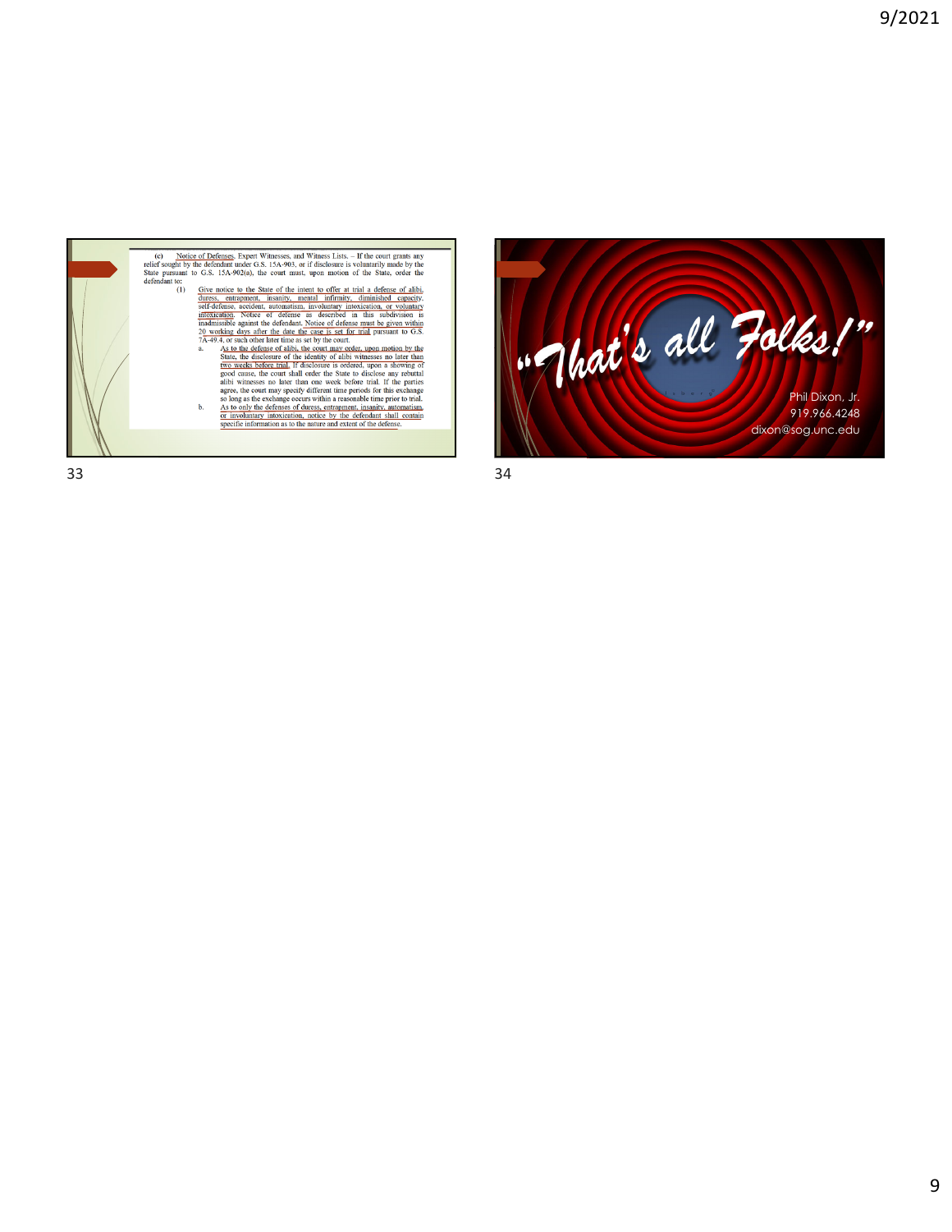(c) Notice of Defenses, Expert Witnesses, and Witness Lists. – If the court grants any relief sought by the defendant under G.S. 15A-903, or if disclosure is voluntarily made by the State pursuant to G.S. 15A-902(a), the court must, upon motion of the State, order the defendant to:

(1) Give notice to the State of the intent to offer at trial a defense of alibi, duress, entrapment, insanity, mental infirmity, diminished capacity, self-defense, accident, automatism, involuntary intoxication, or voluntary intoxication. Notice of defense as described in this subdivision is inadmissible against the defendant. Notice of defense must be given within 20 working days after the date the case is set for trial pursuant to G.S. 7A-49.4, or such other later time as set by the court.

a. As to the defense of alibi, the court may order, upon motion by the State, the disclosure of the identity of alibi witnesses no later than two weeks before trial. If disclosure is ordered, upon a showing of good cause, the court shall order the State to disclose any rebuttal alibi witnesses no later than one week before trial. If the parties agree, the court may specify different time periods for this exchange so long as the exchange occurs within a reasonable time prior to trial.

b. As to only the defenses of duress, entrapment, insanity, automatism, or involuntary intoxication, notice by the defendant shall contain specific information as to the nature and extent of the defense.

33

"That's all Folks!"

Phil Dixon, Jr.
919.966.4248
dixon@sog.unc.edu

34